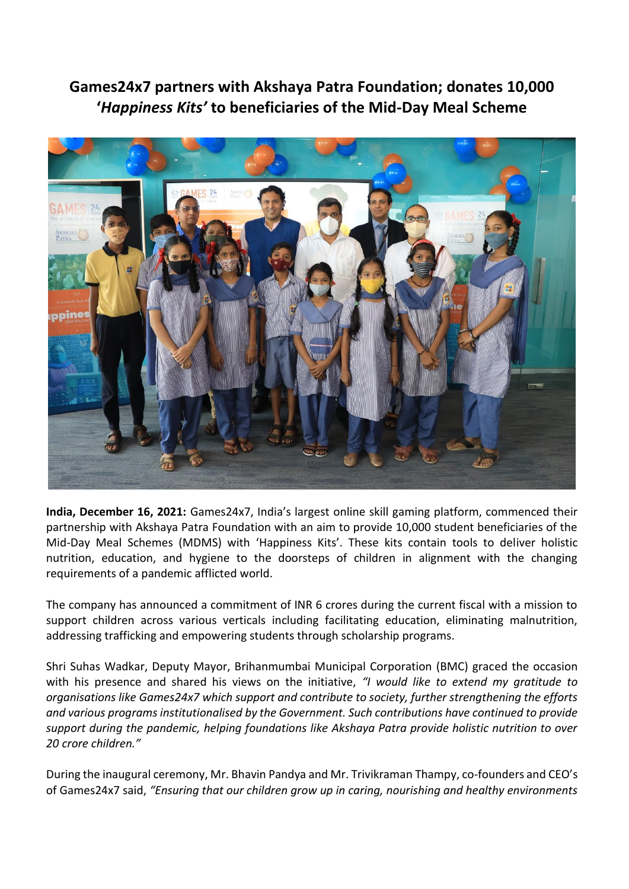# Games24x7 partners with Akshaya Patra Foundation; donates 10,000 '*Happiness Kits'* to beneficiaries of the Mid-Day Meal Scheme

**India, December 16, 2021:** Games24x7, India's largest online skill gaming platform, commenced their partnership with Akshaya Patra Foundation with an aim to provide 10,000 student beneficiaries of the Mid-Day Meal Schemes (MDMS) with 'Happiness Kits'. These kits contain tools to deliver holistic nutrition, education, and hygiene to the doorsteps of children in alignment with the changing requirements of a pandemic afflicted world.

The company has announced a commitment of INR 6 crores during the current fiscal with a mission to support children across various verticals including facilitating education, eliminating malnutrition, addressing trafficking and empowering students through scholarship programs.

Shri Suhas Wadkar, Deputy Mayor, Brihanmumbai Municipal Corporation (BMC) graced the occasion with his presence and shared his views on the initiative, *"I would like to extend my gratitude to organisations like Games24x7 which support and contribute to society, further strengthening the efforts and various programs institutionalised by the Government. Such contributions have continued to provide support during the pandemic, helping foundations like Akshaya Patra provide holistic nutrition to over 20 crore children."*

During the inaugural ceremony, Mr. Bhavin Pandya and Mr. Trivikraman Thampy, co-founders and CEO's of Games24x7 said, *"Ensuring that our children grow up in caring, nourishing and healthy environments*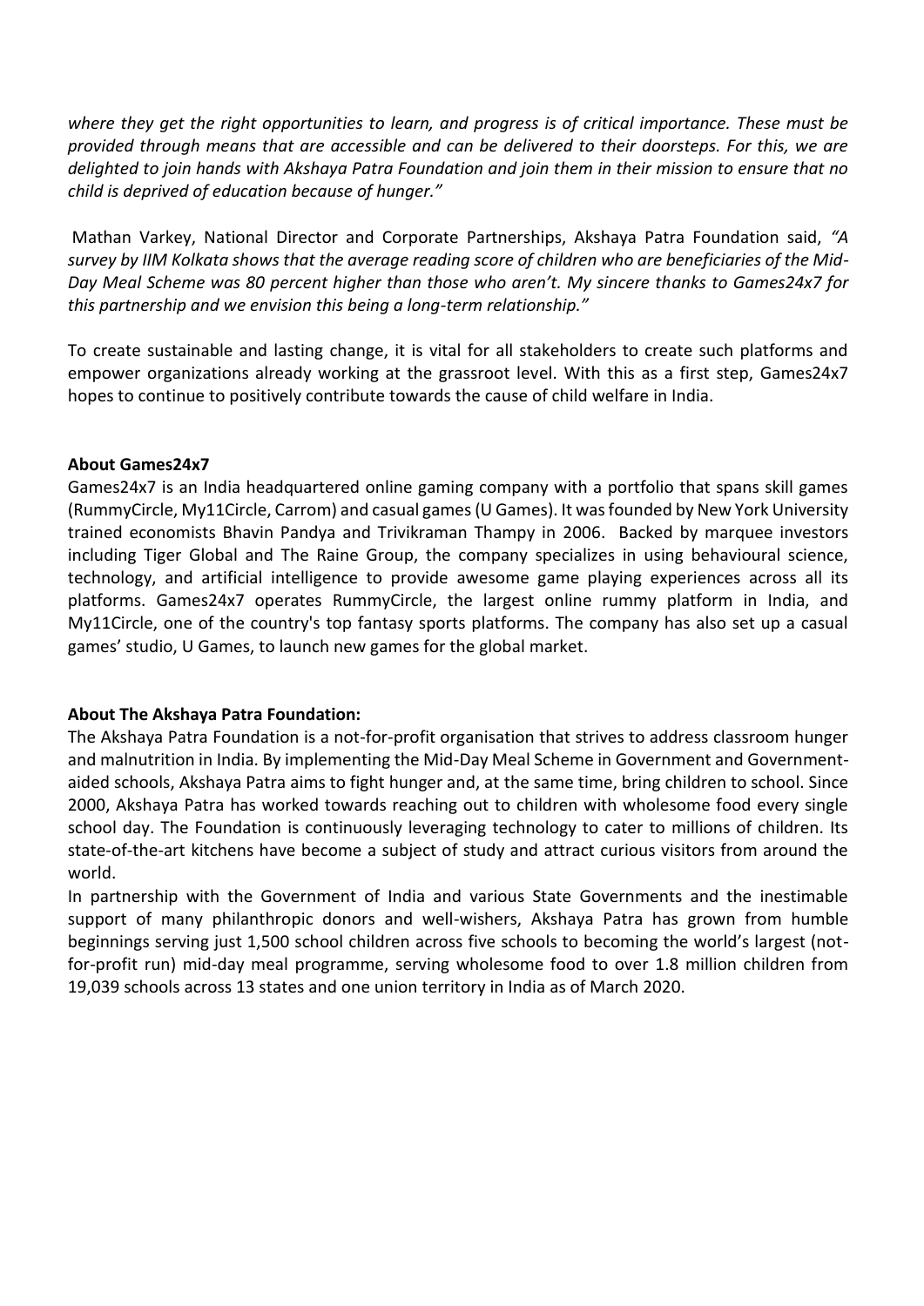*where they get the right opportunities to learn, and progress is of critical importance. These must be provided through means that are accessible and can be delivered to their doorsteps. For this, we are delighted to join hands with Akshaya Patra Foundation and join them in their mission to ensure that no child is deprived of education because of hunger."*

Mathan Varkey, National Director and Corporate Partnerships, Akshaya Patra Foundation said, *"A survey by IIM Kolkata shows that the average reading score of children who are beneficiaries of the Mid-Day Meal Scheme was 80 percent higher than those who aren't. My sincere thanks to Games24x7 for this partnership and we envision this being a long-term relationship."*

To create sustainable and lasting change, it is vital for all stakeholders to create such platforms and empower organizations already working at the grassroot level. With this as a first step, Games24x7 hopes to continue to positively contribute towards the cause of child welfare in India.

**About Games24x7**

Games24x7 is an India headquartered online gaming company with a portfolio that spans skill games (RummyCircle, My11Circle, Carrom) and casual games (U Games). It was founded by New York University trained economists Bhavin Pandya and Trivikraman Thampy in 2006. Backed by marquee investors including Tiger Global and The Raine Group, the company specializes in using behavioural science, technology, and artificial intelligence to provide awesome game playing experiences across all its platforms. Games24x7 operates RummyCircle, the largest online rummy platform in India, and My11Circle, one of the country's top fantasy sports platforms. The company has also set up a casual games' studio, U Games, to launch new games for the global market.

**About The Akshaya Patra Foundation:**

The Akshaya Patra Foundation is a not-for-profit organisation that strives to address classroom hunger and malnutrition in India. By implementing the Mid-Day Meal Scheme in Government and Government-aided schools, Akshaya Patra aims to fight hunger and, at the same time, bring children to school. Since 2000, Akshaya Patra has worked towards reaching out to children with wholesome food every single school day. The Foundation is continuously leveraging technology to cater to millions of children. Its state-of-the-art kitchens have become a subject of study and attract curious visitors from around the world.

In partnership with the Government of India and various State Governments and the inestimable support of many philanthropic donors and well-wishers, Akshaya Patra has grown from humble beginnings serving just 1,500 school children across five schools to becoming the world's largest (not-for-profit run) mid-day meal programme, serving wholesome food to over 1.8 million children from 19,039 schools across 13 states and one union territory in India as of March 2020.